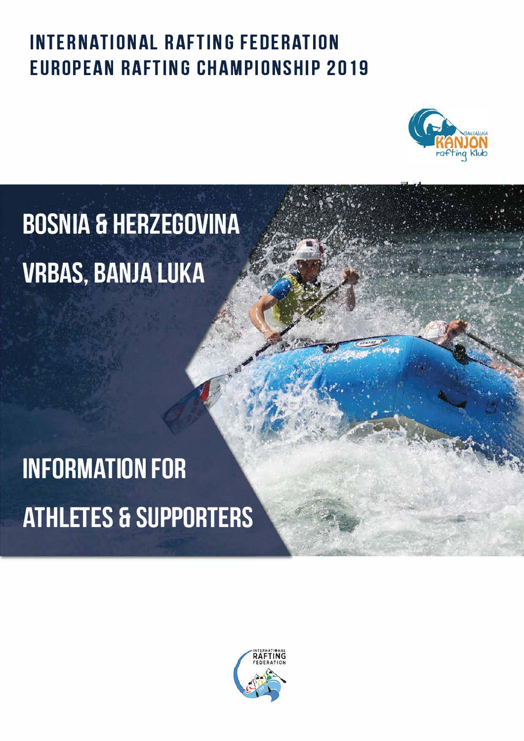# INTERNATIONAL RAFTING FEDERATION
# EUROPEAN RAFTING CHAMPIONSHIP 2019

BANJALUKA KANJON rafting Klub

## BOSNIA & HERZEGOVINA

## VRBAS, BANJA LUKA

## INFORMATION FOR

## ATHLETES & SUPPORTERS

INTERNATIONAL RAFTING FEDERATION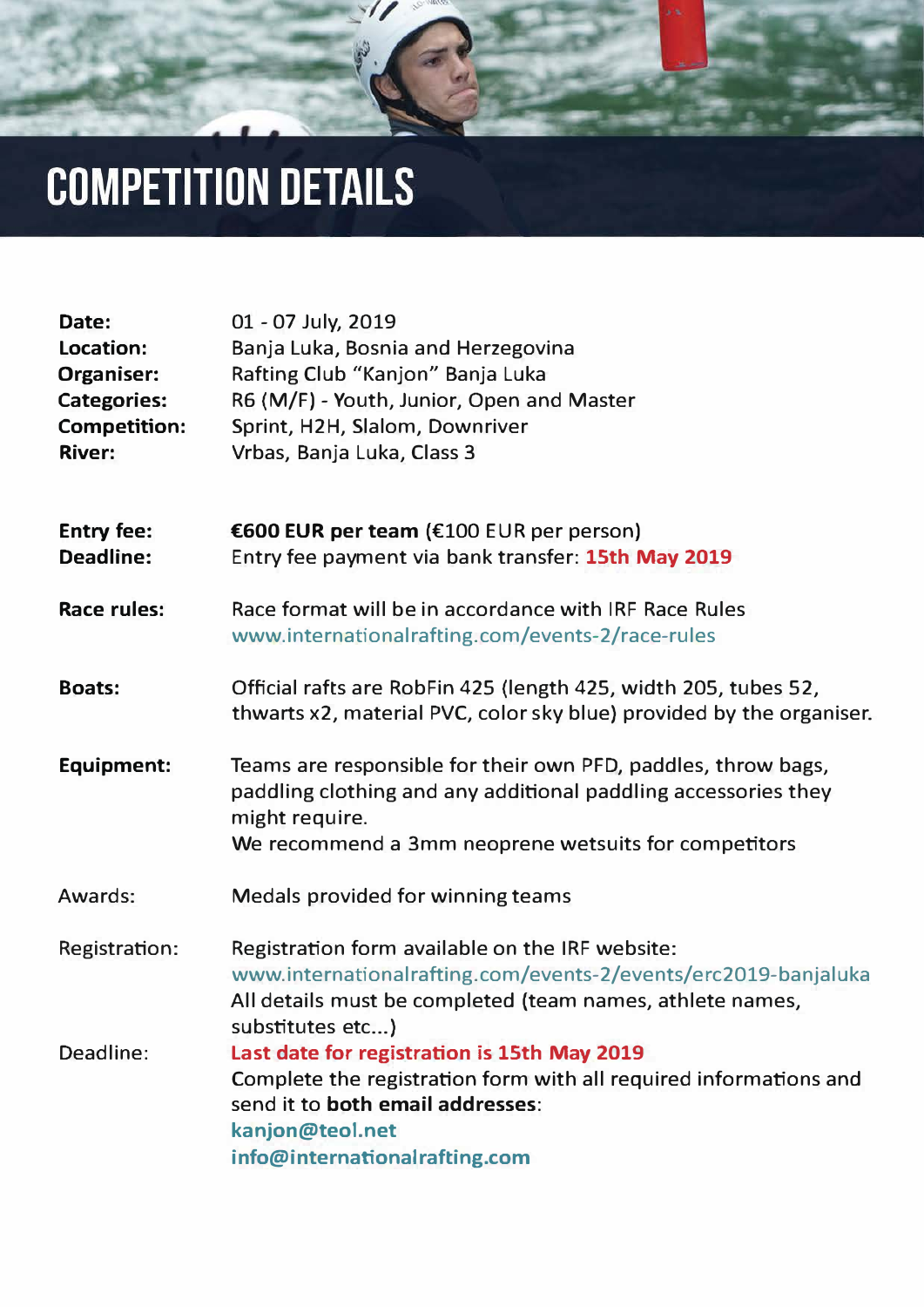# COMPETITION DETAILS

**Date:** 01 - 07 July, 2019
**Location:** Banja Luka, Bosnia and Herzegovina
**Organiser:** Rafting Club "Kanjon" Banja Luka
**Categories:** R6 (M/F) - Youth, Junior, Open and Master
**Competition:** Sprint, H2H, Slalom, Downriver
**River:** Vrbas, Banja Luka, Class 3

**Entry fee:** **€600 EUR per team** (€100 EUR per person)
**Deadline:** Entry fee payment via bank transfer: **15th May 2019**

**Race rules:** Race format will be in accordance with IRF Race Rules
www.internationalrafting.com/events-2/race-rules

**Boats:** Official rafts are RobFin 425 (length 425, width 205, tubes 52, thwarts x2, material PVC, color sky blue) provided by the organiser.

**Equipment:** Teams are responsible for their own PFD, paddles, throw bags, paddling clothing and any additional paddling accessories they might require.
We recommend a 3mm neoprene wetsuits for competitors

Awards: Medals provided for winning teams

Registration: Registration form available on the IRF website:
www.internationalrafting.com/events-2/events/erc2019-banjaluka
All details must be completed (team names, athlete names, substitutes etc...)

Deadline: **Last date for registration is 15th May 2019**
Complete the registration form with all required informations and send it to **both email addresses**:
**kanjon@teol.net**
**info@internationalrafting.com**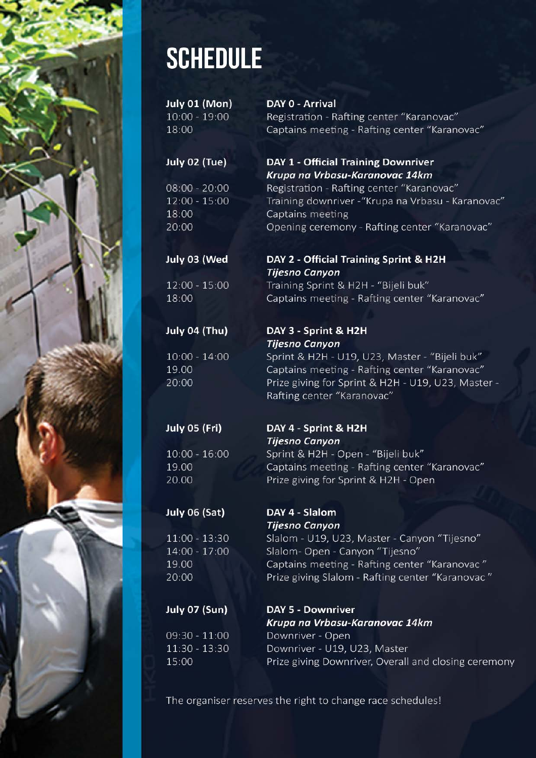# SCHEDULE

**July 01 (Mon)** — **DAY 0 - Arrival**

10:00 - 19:00 Registration - Rafting center "Karanovac"
18:00 Captains meeting - Rafting center "Karanovac"

**July 02 (Tue)** — **DAY 1 - Official Training Downriver**
***Krupa na Vrbasu-Karanovac 14km***

08:00 - 20:00 Registration - Rafting center "Karanovac"
12:00 - 15:00 Training downriver -"Krupa na Vrbasu - Karanovac"
18:00 Captains meeting
20:00 Opening ceremony - Rafting center "Karanovac"

**July 03 (Wed** — **DAY 2 - Official Training Sprint & H2H**
***Tijesno Canyon***

12:00 - 15:00 Training Sprint & H2H - "Bijeli buk"
18:00 Captains meeting - Rafting center "Karanovac"

**July 04 (Thu)** — **DAY 3 - Sprint & H2H**
***Tijesno Canyon***

10:00 - 14:00 Sprint & H2H - U19, U23, Master - "Bijeli buk"
19.00 Captains meeting - Rafting center "Karanovac"
20:00 Prize giving for Sprint & H2H - U19, U23, Master - Rafting center "Karanovac"

**July 05 (Fri)** — **DAY 4 - Sprint & H2H**
***Tijesno Canyon***

10:00 - 16:00 Sprint & H2H - Open - "Bijeli buk"
19.00 Captains meeting - Rafting center "Karanovac"
20.00 Prize giving for Sprint & H2H - Open

**July 06 (Sat)** — **DAY 4 - Slalom**
***Tijesno Canyon***

11:00 - 13:30 Slalom - U19, U23, Master - Canyon "Tijesno"
14:00 - 17:00 Slalom- Open - Canyon "Tijesno"
19.00 Captains meeting - Rafting center "Karanovac "
20:00 Prize giving Slalom - Rafting center "Karanovac "

**July 07 (Sun)** — **DAY 5 - Downriver**
***Krupa na Vrbasu-Karanovac 14km***

09:30 - 11:00 Downriver - Open
11:30 - 13:30 Downriver - U19, U23, Master
15:00 Prize giving Downriver, Overall and closing ceremony

The organiser reserves the right to change race schedules!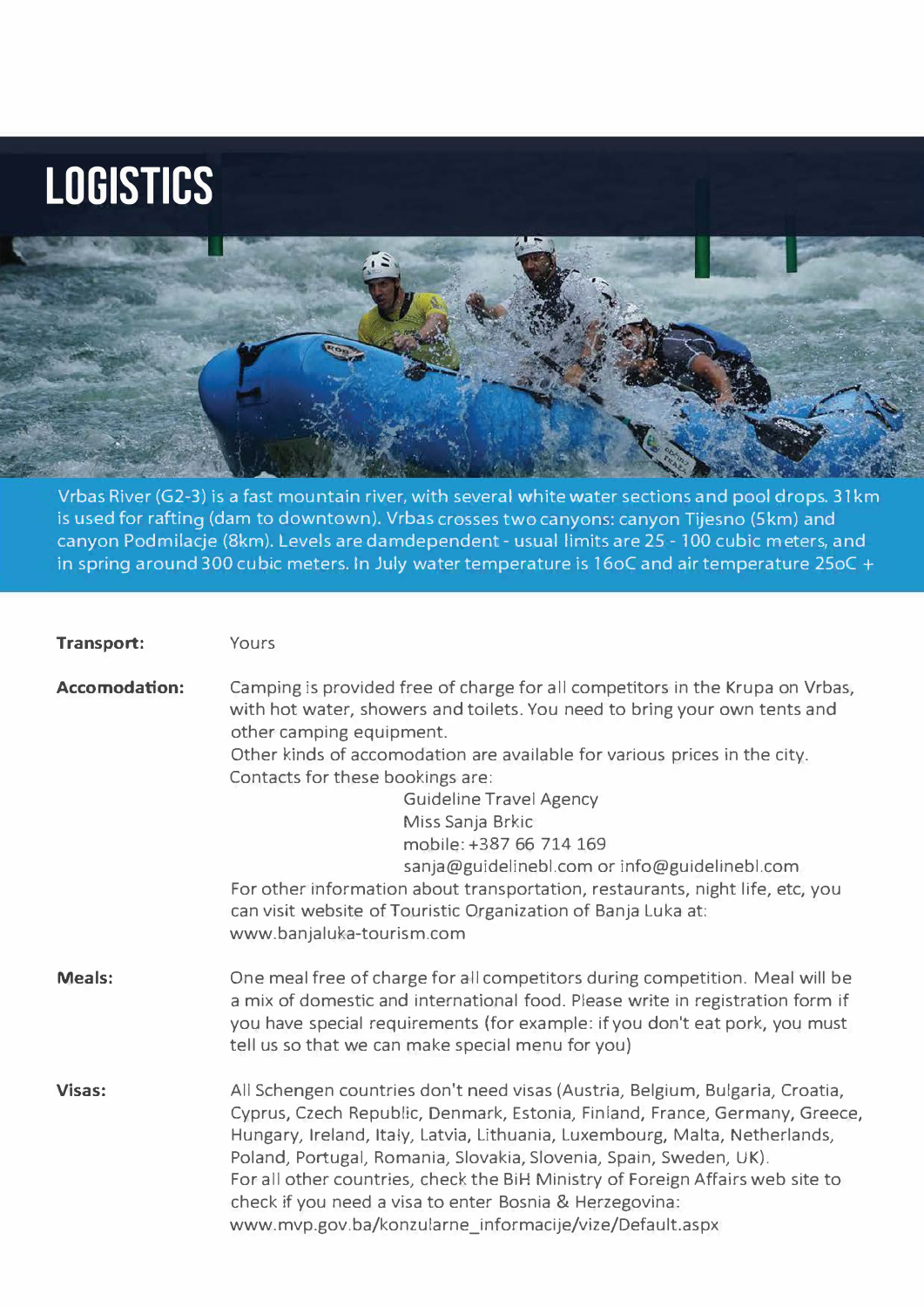# LOGISTICS

Vrbas River (G2-3) is a fast mountain river, with several white water sections and pool drops. 31km is used for rafting (dam to downtown). Vrbas crosses two canyons: canyon Tijesno (5km) and canyon Podmilacje (8km). Levels are damdependent - usual limits are 25 - 100 cubic meters, and in spring around 300 cubic meters. In July water temperature is 16oC and air temperature 25oC +

**Transport:** Yours

**Accomodation:** Camping is provided free of charge for all competitors in the Krupa on Vrbas, with hot water, showers and toilets. You need to bring your own tents and other camping equipment.
Other kinds of accomodation are available for various prices in the city.
Contacts for these bookings are:

Guideline Travel Agency
Miss Sanja Brkic
mobile: +387 66 714 169
sanja@guidelinebl.com or info@guidelinebl.com

For other information about transportation, restaurants, night life, etc, you can visit website of Touristic Organization of Banja Luka at: www.banjaluka-tourism.com

**Meals:** One meal free of charge for all competitors during competition. Meal will be a mix of domestic and international food. Please write in registration form if you have special requirements (for example: if you don't eat pork, you must tell us so that we can make special menu for you)

**Visas:** All Schengen countries don't need visas (Austria, Belgium, Bulgaria, Croatia, Cyprus, Czech Republic, Denmark, Estonia, Finland, France, Germany, Greece, Hungary, Ireland, Italy, Latvia, Lithuania, Luxembourg, Malta, Netherlands, Poland, Portugal, Romania, Slovakia, Slovenia, Spain, Sweden, UK).
For all other countries, check the BiH Ministry of Foreign Affairs web site to check if you need a visa to enter Bosnia & Herzegovina:
www.mvp.gov.ba/konzularne_informacije/vize/Default.aspx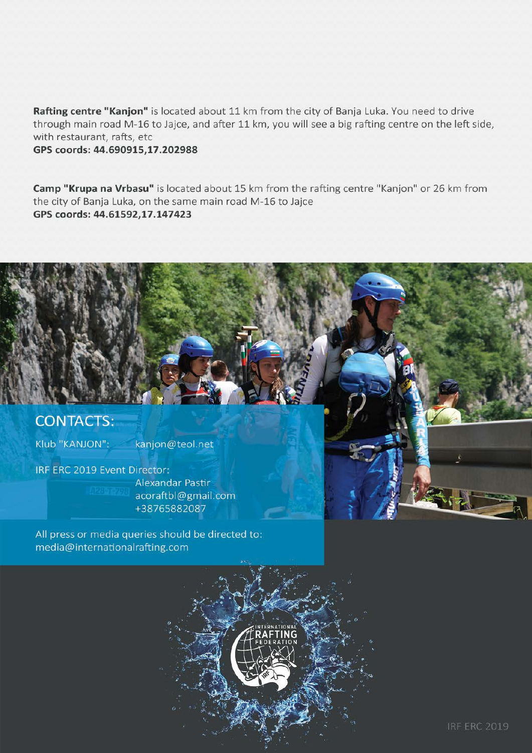**Rafting centre "Kanjon"** is located about 11 km from the city of Banja Luka. You need to drive through main road M-16 to Jajce, and after 11 km, you will see a big rafting centre on the left side, with restaurant, rafts, etc

**GPS coords: 44.690915,17.202988**

**Camp "Krupa na Vrbasu"** is located about 15 km from the rafting centre "Kanjon" or 26 km from the city of Banja Luka, on the same main road M-16 to Jajce

**GPS coords: 44.61592,17.147423**

## CONTACTS:

Klub "KANJON": kanjon@teol.net

IRF ERC 2019 Event Director:
Alexandar Pastir
acoraftbl@gmail.com
+38765882087

All press or media queries should be directed to:
media@internationalrafting.com